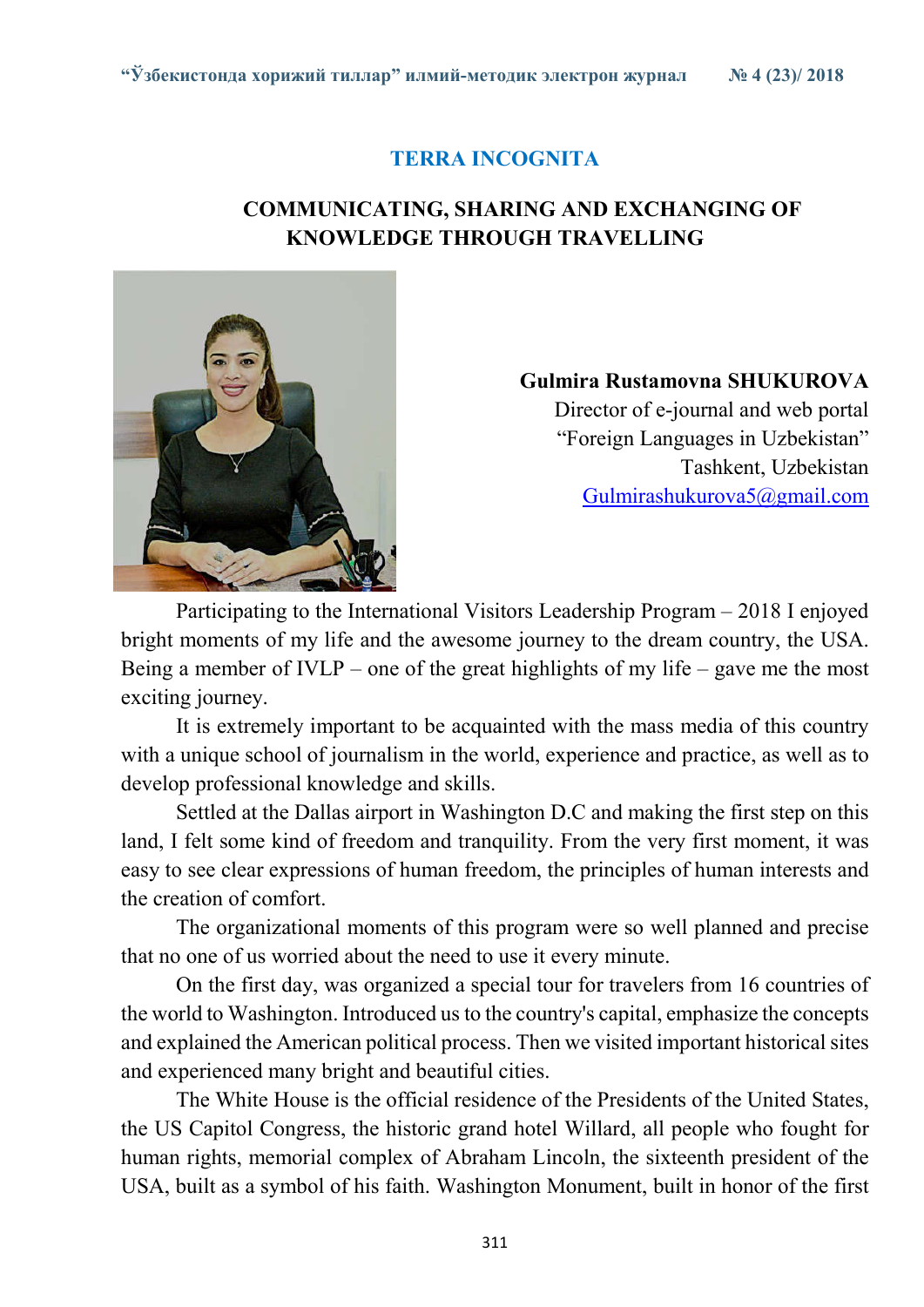## TERRA INCOGNITA

# COMMUNICATING, SHARING AND EXCHANGING OF KNOWLEDGE THROUGH TRAVELLING

**Gulmira Rustamovna SHUKUROVA**
Director of e-journal and web portal
"Foreign Languages in Uzbekistan"
Tashkent, Uzbekistan
Gulmirashukurova5@gmail.com

Participating to the International Visitors Leadership Program – 2018 I enjoyed bright moments of my life and the awesome journey to the dream country, the USA. Being a member of IVLP – one of the great highlights of my life – gave me the most exciting journey.

It is extremely important to be acquainted with the mass media of this country with a unique school of journalism in the world, experience and practice, as well as to develop professional knowledge and skills.

Settled at the Dallas airport in Washington D.C and making the first step on this land, I felt some kind of freedom and tranquility. From the very first moment, it was easy to see clear expressions of human freedom, the principles of human interests and the creation of comfort.

The organizational moments of this program were so well planned and precise that no one of us worried about the need to use it every minute.

On the first day, was organized a special tour for travelers from 16 countries of the world to Washington. Introduced us to the country's capital, emphasize the concepts and explained the American political process. Then we visited important historical sites and experienced many bright and beautiful cities.

The White House is the official residence of the Presidents of the United States, the US Capitol Congress, the historic grand hotel Willard, all people who fought for human rights, memorial complex of Abraham Lincoln, the sixteenth president of the USA, built as a symbol of his faith. Washington Monument, built in honor of the first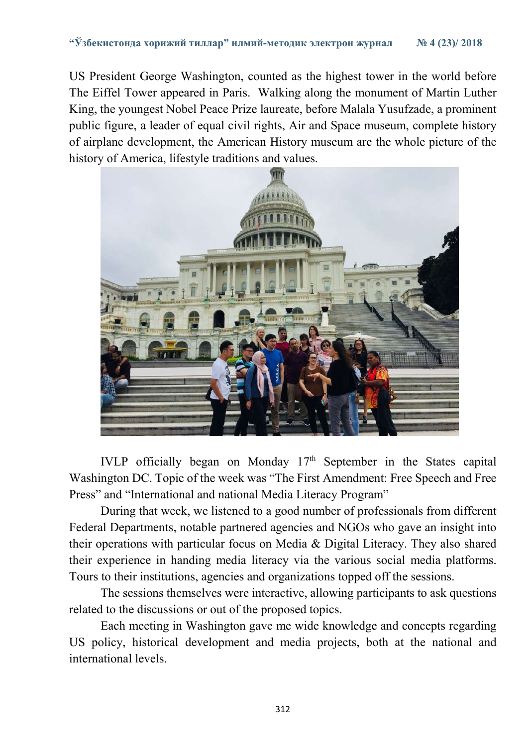US President George Washington, counted as the highest tower in the world before The Eiffel Tower appeared in Paris. Walking along the monument of Martin Luther King, the youngest Nobel Peace Prize laureate, before Malala Yusufzade, a prominent public figure, a leader of equal civil rights, Air and Space museum, complete history of airplane development, the American History museum are the whole picture of the history of America, lifestyle traditions and values.

IVLP officially began on Monday 17th September in the States capital Washington DC. Topic of the week was "The First Amendment: Free Speech and Free Press" and "International and national Media Literacy Program"

During that week, we listened to a good number of professionals from different Federal Departments, notable partnered agencies and NGOs who gave an insight into their operations with particular focus on Media & Digital Literacy. They also shared their experience in handing media literacy via the various social media platforms. Tours to their institutions, agencies and organizations topped off the sessions.

The sessions themselves were interactive, allowing participants to ask questions related to the discussions or out of the proposed topics.

Each meeting in Washington gave me wide knowledge and concepts regarding US policy, historical development and media projects, both at the national and international levels.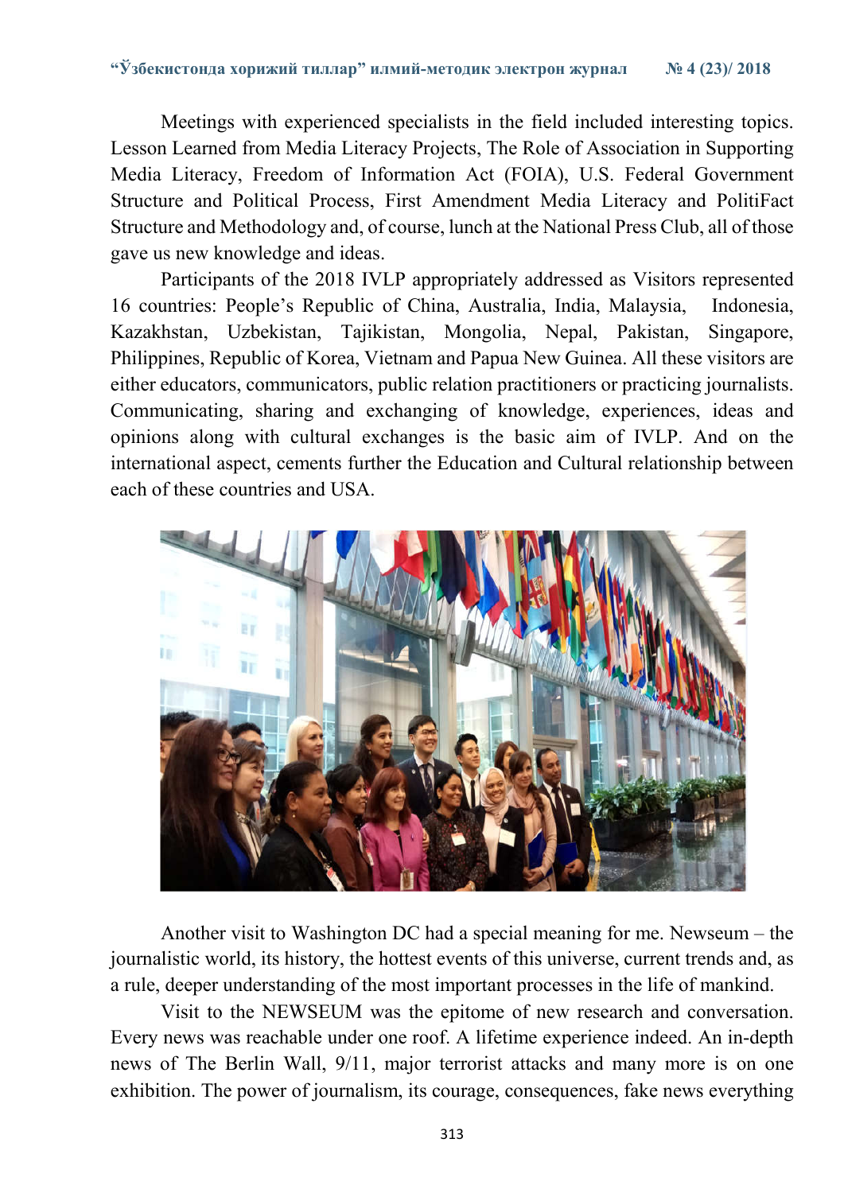Meetings with experienced specialists in the field included interesting topics. Lesson Learned from Media Literacy Projects, The Role of Association in Supporting Media Literacy, Freedom of Information Act (FOIA), U.S. Federal Government Structure and Political Process, First Amendment Media Literacy and PolitiFact Structure and Methodology and, of course, lunch at the National Press Club, all of those gave us new knowledge and ideas.

Participants of the 2018 IVLP appropriately addressed as Visitors represented 16 countries: People's Republic of China, Australia, India, Malaysia, Indonesia, Kazakhstan, Uzbekistan, Tajikistan, Mongolia, Nepal, Pakistan, Singapore, Philippines, Republic of Korea, Vietnam and Papua New Guinea. All these visitors are either educators, communicators, public relation practitioners or practicing journalists. Communicating, sharing and exchanging of knowledge, experiences, ideas and opinions along with cultural exchanges is the basic aim of IVLP. And on the international aspect, cements further the Education and Cultural relationship between each of these countries and USA.

Another visit to Washington DC had a special meaning for me. Newseum – the journalistic world, its history, the hottest events of this universe, current trends and, as a rule, deeper understanding of the most important processes in the life of mankind.

Visit to the NEWSEUM was the epitome of new research and conversation. Every news was reachable under one roof. A lifetime experience indeed. An in-depth news of The Berlin Wall, 9/11, major terrorist attacks and many more is on one exhibition. The power of journalism, its courage, consequences, fake news everything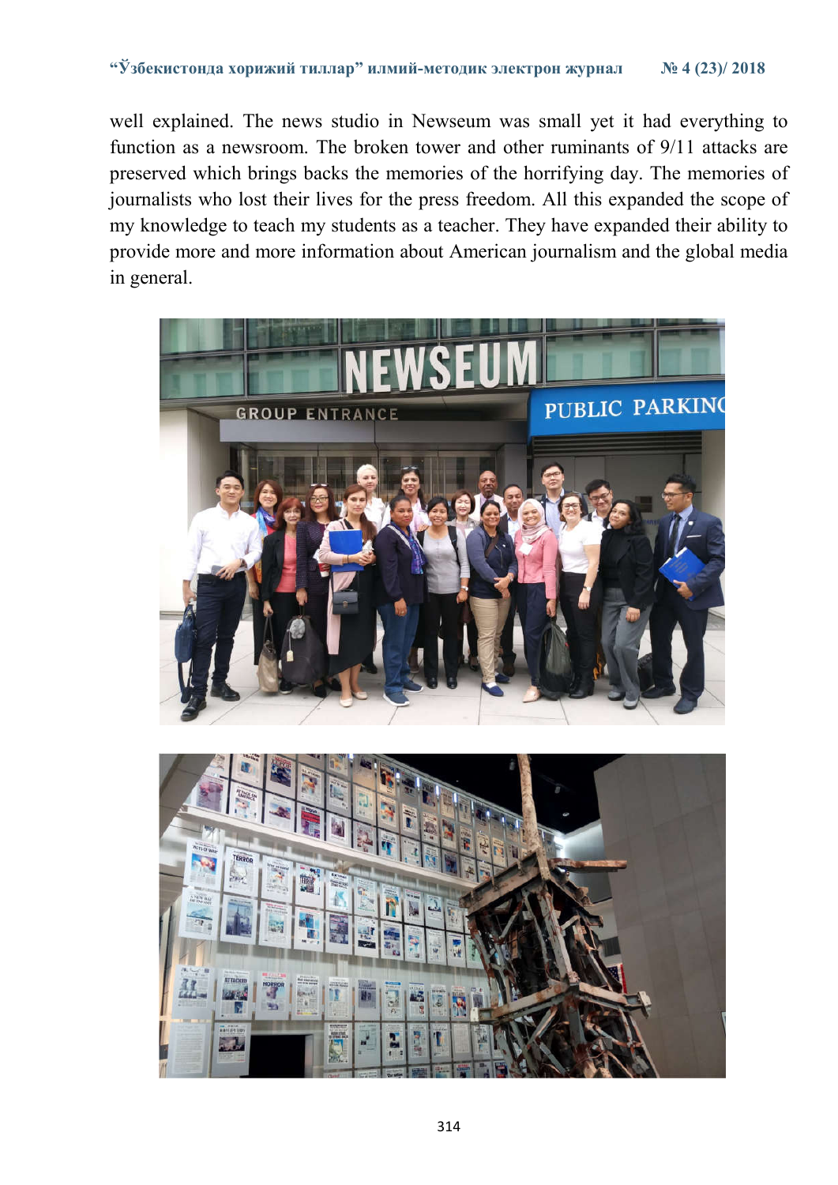well explained. The news studio in Newseum was small yet it had everything to function as a newsroom. The broken tower and other ruminants of 9/11 attacks are preserved which brings backs the memories of the horrifying day. The memories of journalists who lost their lives for the press freedom. All this expanded the scope of my knowledge to teach my students as a teacher. They have expanded their ability to provide more and more information about American journalism and the global media in general.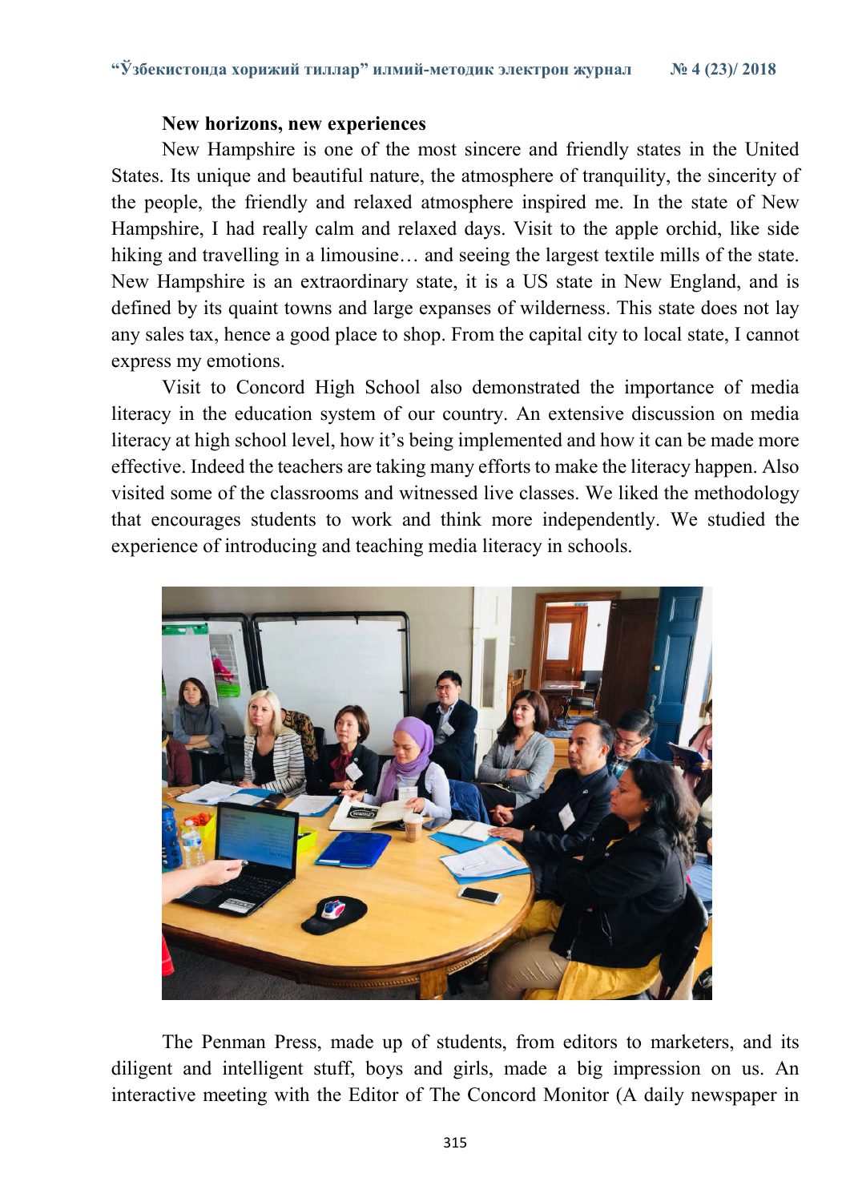**New horizons, new experiences**

New Hampshire is one of the most sincere and friendly states in the United States. Its unique and beautiful nature, the atmosphere of tranquility, the sincerity of the people, the friendly and relaxed atmosphere inspired me. In the state of New Hampshire, I had really calm and relaxed days. Visit to the apple orchid, like side hiking and travelling in a limousine… and seeing the largest textile mills of the state. New Hampshire is an extraordinary state, it is a US state in New England, and is defined by its quaint towns and large expanses of wilderness. This state does not lay any sales tax, hence a good place to shop. From the capital city to local state, I cannot express my emotions.

Visit to Concord High School also demonstrated the importance of media literacy in the education system of our country. An extensive discussion on media literacy at high school level, how it's being implemented and how it can be made more effective. Indeed the teachers are taking many efforts to make the literacy happen. Also visited some of the classrooms and witnessed live classes. We liked the methodology that encourages students to work and think more independently. We studied the experience of introducing and teaching media literacy in schools.

The Penman Press, made up of students, from editors to marketers, and its diligent and intelligent stuff, boys and girls, made a big impression on us. An interactive meeting with the Editor of The Concord Monitor (A daily newspaper in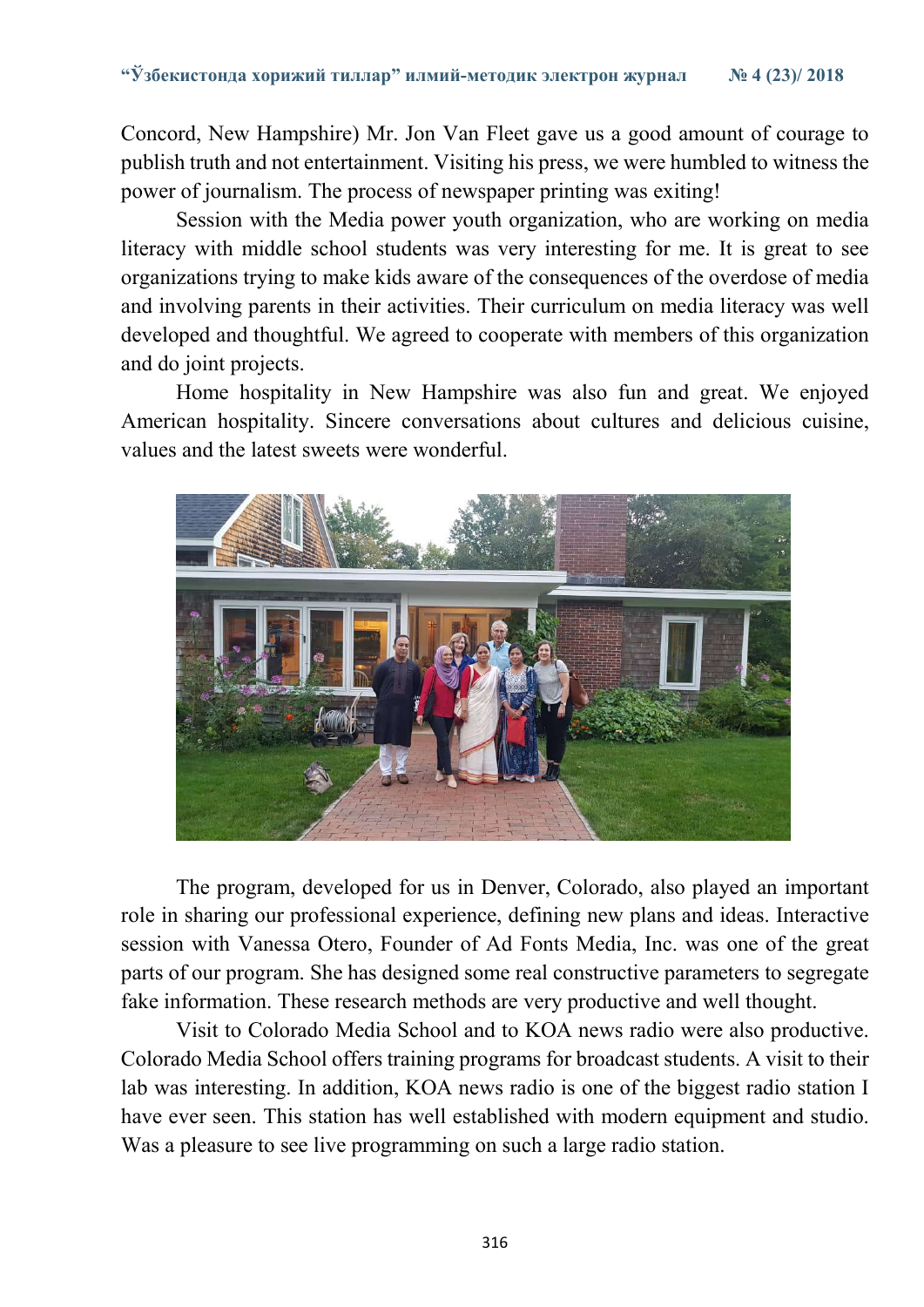Concord, New Hampshire) Mr. Jon Van Fleet gave us a good amount of courage to publish truth and not entertainment. Visiting his press, we were humbled to witness the power of journalism. The process of newspaper printing was exiting!

Session with the Media power youth organization, who are working on media literacy with middle school students was very interesting for me. It is great to see organizations trying to make kids aware of the consequences of the overdose of media and involving parents in their activities. Their curriculum on media literacy was well developed and thoughtful. We agreed to cooperate with members of this organization and do joint projects.

Home hospitality in New Hampshire was also fun and great. We enjoyed American hospitality. Sincere conversations about cultures and delicious cuisine, values and the latest sweets were wonderful.

The program, developed for us in Denver, Colorado, also played an important role in sharing our professional experience, defining new plans and ideas. Interactive session with Vanessa Otero, Founder of Ad Fonts Media, Inc. was one of the great parts of our program. She has designed some real constructive parameters to segregate fake information. These research methods are very productive and well thought.

Visit to Colorado Media School and to KOA news radio were also productive. Colorado Media School offers training programs for broadcast students. A visit to their lab was interesting. In addition, KOA news radio is one of the biggest radio station I have ever seen. This station has well established with modern equipment and studio. Was a pleasure to see live programming on such a large radio station.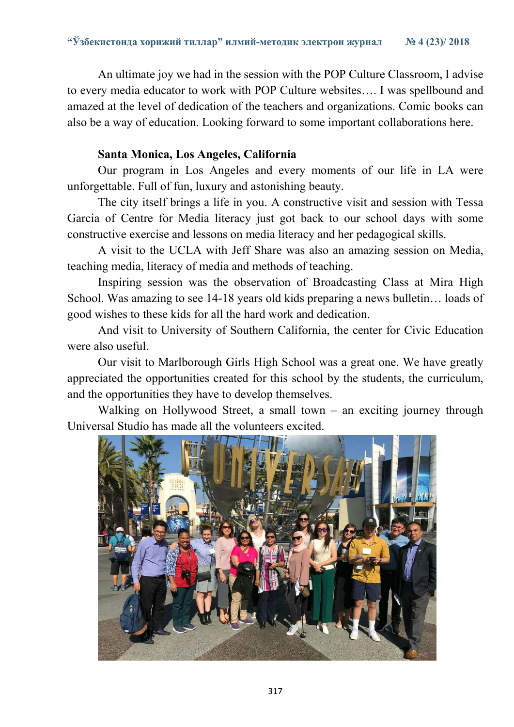An ultimate joy we had in the session with the POP Culture Classroom, I advise to every media educator to work with POP Culture websites…. I was spellbound and amazed at the level of dedication of the teachers and organizations. Comic books can also be a way of education. Looking forward to some important collaborations here.

**Santa Monica, Los Angeles, California**

Our program in Los Angeles and every moments of our life in LA were unforgettable. Full of fun, luxury and astonishing beauty.

The city itself brings a life in you. A constructive visit and session with Tessa Garcia of Centre for Media literacy just got back to our school days with some constructive exercise and lessons on media literacy and her pedagogical skills.

A visit to the UCLA with Jeff Share was also an amazing session on Media, teaching media, literacy of media and methods of teaching.

Inspiring session was the observation of Broadcasting Class at Mira High School. Was amazing to see 14-18 years old kids preparing a news bulletin… loads of good wishes to these kids for all the hard work and dedication.

And visit to University of Southern California, the center for Civic Education were also useful.

Our visit to Marlborough Girls High School was a great one. We have greatly appreciated the opportunities created for this school by the students, the curriculum, and the opportunities they have to develop themselves.

Walking on Hollywood Street, a small town – an exciting journey through Universal Studio has made all the volunteers excited.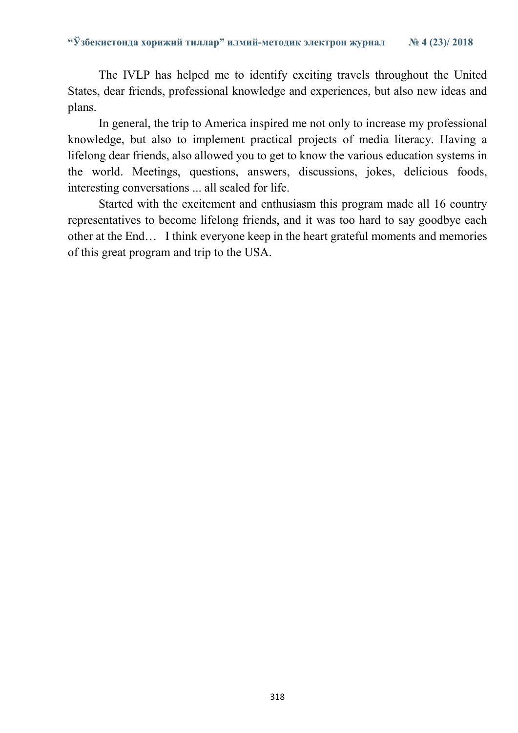The IVLP has helped me to identify exciting travels throughout the United States, dear friends, professional knowledge and experiences, but also new ideas and plans.

In general, the trip to America inspired me not only to increase my professional knowledge, but also to implement practical projects of media literacy. Having a lifelong dear friends, also allowed you to get to know the various education systems in the world. Meetings, questions, answers, discussions, jokes, delicious foods, interesting conversations ... all sealed for life.

Started with the excitement and enthusiasm this program made all 16 country representatives to become lifelong friends, and it was too hard to say goodbye each other at the End… I think everyone keep in the heart grateful moments and memories of this great program and trip to the USA.